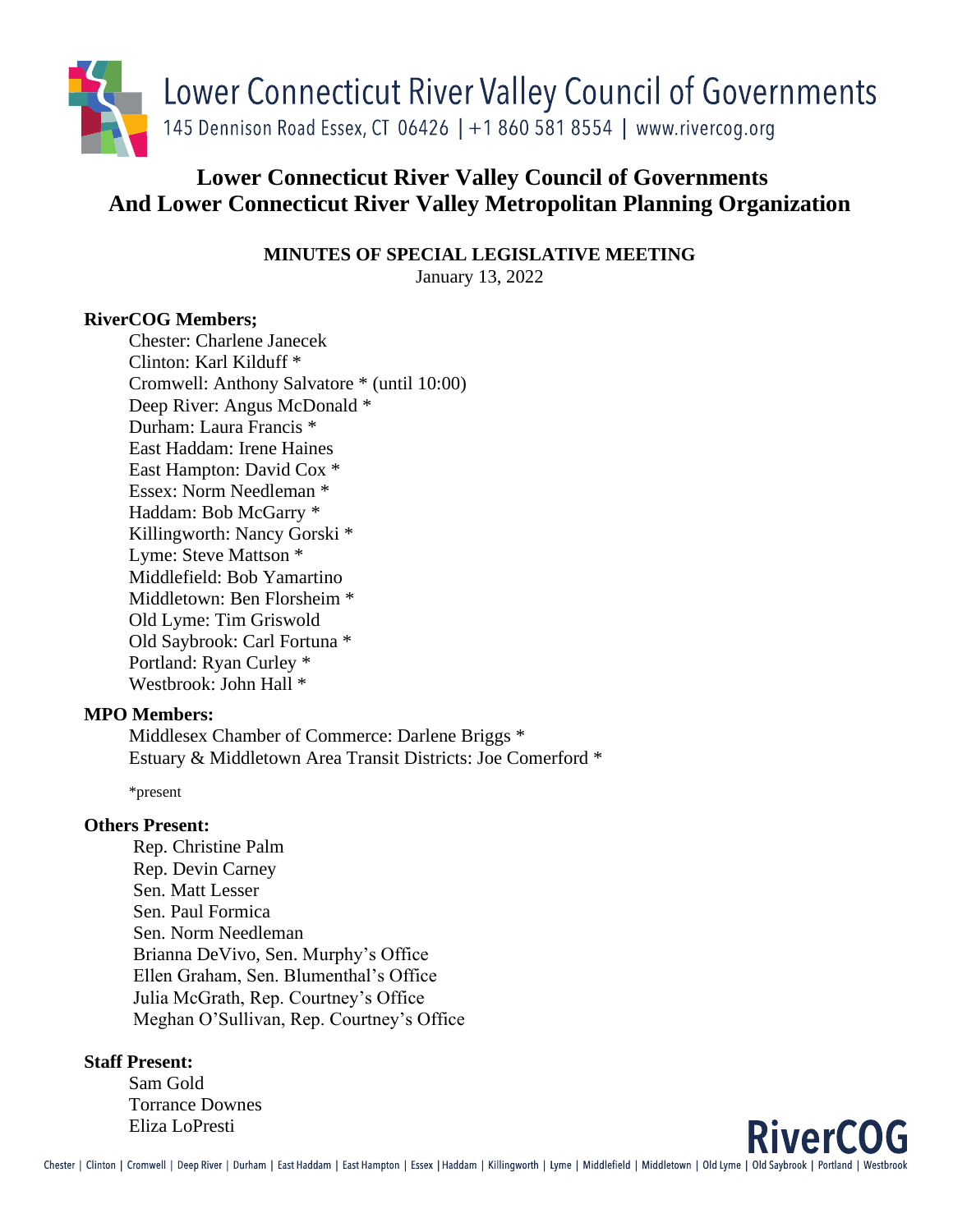Lower Connecticut River Valley Council of Governments
145 Dennison Road Essex, CT 06426 | +1 860 581 8554 | www.rivercog.org

# Lower Connecticut River Valley Council of Governments And Lower Connecticut River Valley Metropolitan Planning Organization

## MINUTES OF SPECIAL LEGISLATIVE MEETING

January 13, 2022

**RiverCOG Members;**

Chester: Charlene Janecek
Clinton: Karl Kilduff *
Cromwell: Anthony Salvatore * (until 10:00)
Deep River: Angus McDonald *
Durham: Laura Francis *
East Haddam: Irene Haines
East Hampton: David Cox *
Essex: Norm Needleman *
Haddam: Bob McGarry *
Killingworth: Nancy Gorski *
Lyme: Steve Mattson *
Middlefield: Bob Yamartino
Middletown: Ben Florsheim *
Old Lyme: Tim Griswold
Old Saybrook: Carl Fortuna *
Portland: Ryan Curley *
Westbrook: John Hall *

**MPO Members:**

Middlesex Chamber of Commerce: Darlene Briggs *
Estuary & Middletown Area Transit Districts: Joe Comerford *

*present

**Others Present:**

Rep. Christine Palm
Rep. Devin Carney
Sen. Matt Lesser
Sen. Paul Formica
Sen. Norm Needleman
Brianna DeVivo, Sen. Murphy's Office
Ellen Graham, Sen. Blumenthal's Office
Julia McGrath, Rep. Courtney's Office
Meghan O'Sullivan, Rep. Courtney's Office

**Staff Present:**

Sam Gold
Torrance Downes
Eliza LoPresti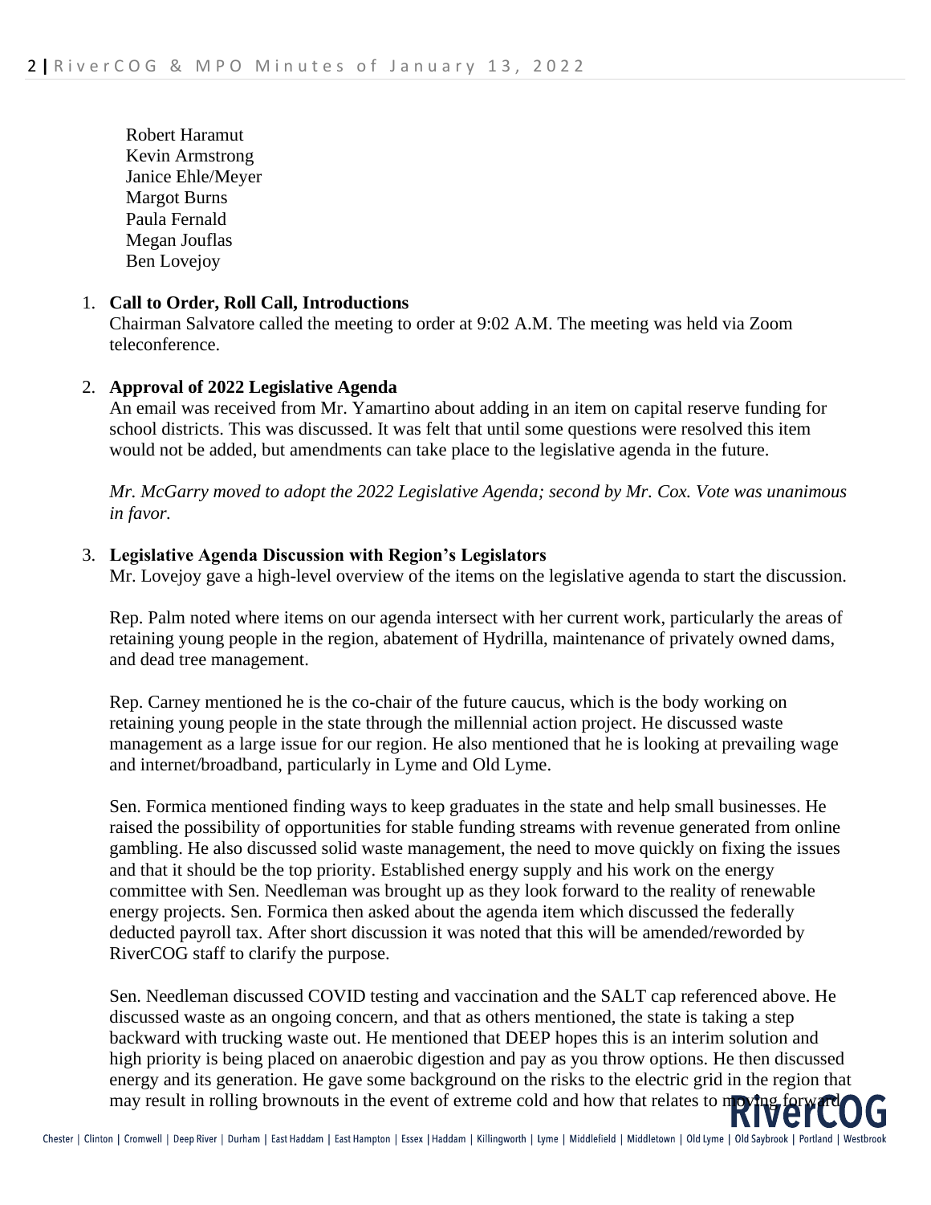Robert Haramut
Kevin Armstrong
Janice Ehle/Meyer
Margot Burns
Paula Fernald
Megan Jouflas
Ben Lovejoy

1. **Call to Order, Roll Call, Introductions**
   Chairman Salvatore called the meeting to order at 9:02 A.M. The meeting was held via Zoom teleconference.

2. **Approval of 2022 Legislative Agenda**
   An email was received from Mr. Yamartino about adding in an item on capital reserve funding for school districts. This was discussed. It was felt that until some questions were resolved this item would not be added, but amendments can take place to the legislative agenda in the future.

   *Mr. McGarry moved to adopt the 2022 Legislative Agenda; second by Mr. Cox. Vote was unanimous in favor.*

3. **Legislative Agenda Discussion with Region's Legislators**
   Mr. Lovejoy gave a high-level overview of the items on the legislative agenda to start the discussion.

   Rep. Palm noted where items on our agenda intersect with her current work, particularly the areas of retaining young people in the region, abatement of Hydrilla, maintenance of privately owned dams, and dead tree management.

   Rep. Carney mentioned he is the co-chair of the future caucus, which is the body working on retaining young people in the state through the millennial action project. He discussed waste management as a large issue for our region. He also mentioned that he is looking at prevailing wage and internet/broadband, particularly in Lyme and Old Lyme.

   Sen. Formica mentioned finding ways to keep graduates in the state and help small businesses. He raised the possibility of opportunities for stable funding streams with revenue generated from online gambling. He also discussed solid waste management, the need to move quickly on fixing the issues and that it should be the top priority. Established energy supply and his work on the energy committee with Sen. Needleman was brought up as they look forward to the reality of renewable energy projects. Sen. Formica then asked about the agenda item which discussed the federally deducted payroll tax. After short discussion it was noted that this will be amended/reworded by RiverCOG staff to clarify the purpose.

   Sen. Needleman discussed COVID testing and vaccination and the SALT cap referenced above. He discussed waste as an ongoing concern, and that as others mentioned, the state is taking a step backward with trucking waste out. He mentioned that DEEP hopes this is an interim solution and high priority is being placed on anaerobic digestion and pay as you throw options. He then discussed energy and its generation. He gave some background on the risks to the electric grid in the region that may result in rolling brownouts in the event of extreme cold and how that relates to moving forward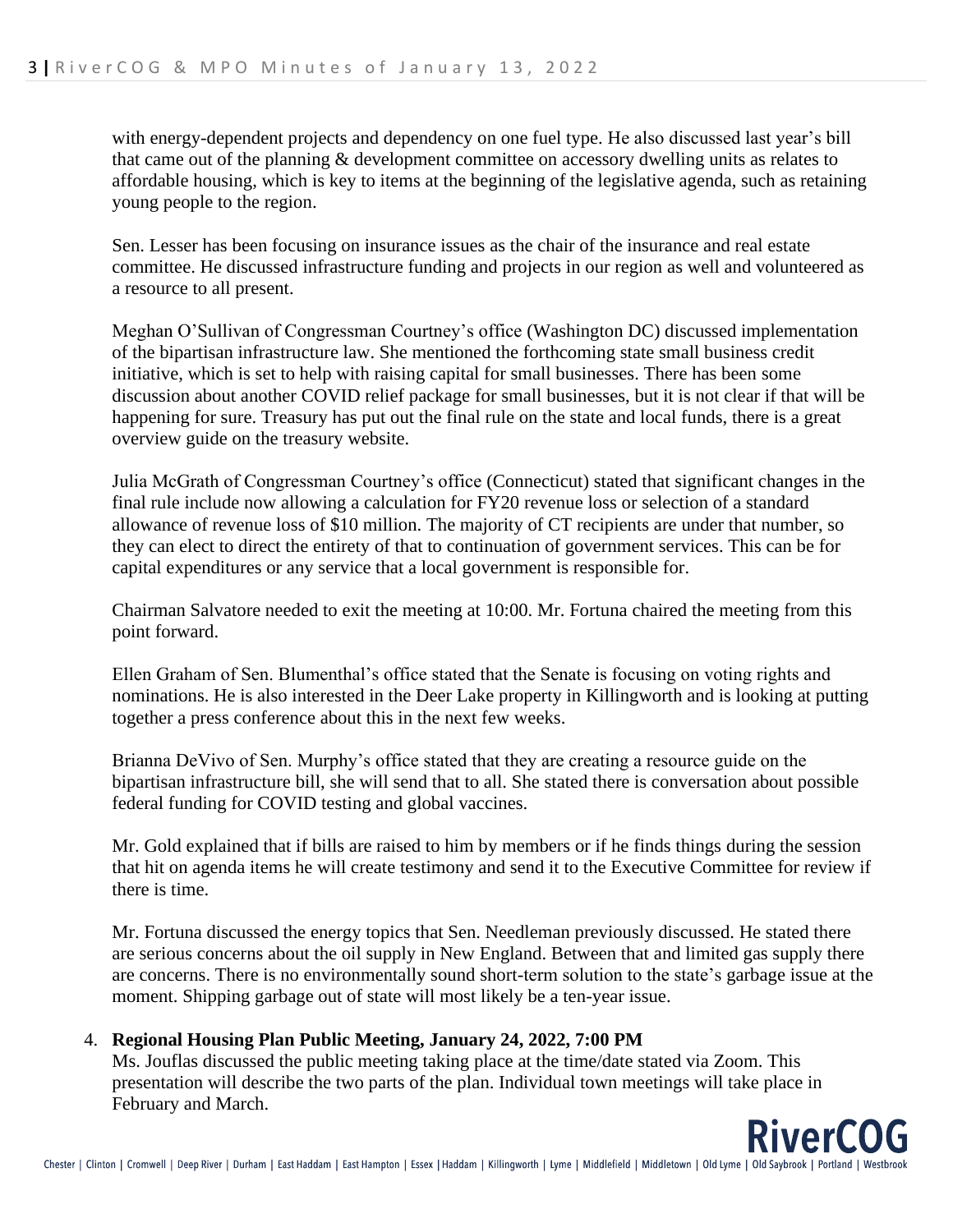with energy-dependent projects and dependency on one fuel type. He also discussed last year's bill that came out of the planning & development committee on accessory dwelling units as relates to affordable housing, which is key to items at the beginning of the legislative agenda, such as retaining young people to the region.

Sen. Lesser has been focusing on insurance issues as the chair of the insurance and real estate committee. He discussed infrastructure funding and projects in our region as well and volunteered as a resource to all present.

Meghan O'Sullivan of Congressman Courtney's office (Washington DC) discussed implementation of the bipartisan infrastructure law. She mentioned the forthcoming state small business credit initiative, which is set to help with raising capital for small businesses. There has been some discussion about another COVID relief package for small businesses, but it is not clear if that will be happening for sure. Treasury has put out the final rule on the state and local funds, there is a great overview guide on the treasury website.

Julia McGrath of Congressman Courtney's office (Connecticut) stated that significant changes in the final rule include now allowing a calculation for FY20 revenue loss or selection of a standard allowance of revenue loss of $10 million. The majority of CT recipients are under that number, so they can elect to direct the entirety of that to continuation of government services. This can be for capital expenditures or any service that a local government is responsible for.

Chairman Salvatore needed to exit the meeting at 10:00. Mr. Fortuna chaired the meeting from this point forward.

Ellen Graham of Sen. Blumenthal's office stated that the Senate is focusing on voting rights and nominations. He is also interested in the Deer Lake property in Killingworth and is looking at putting together a press conference about this in the next few weeks.

Brianna DeVivo of Sen. Murphy's office stated that they are creating a resource guide on the bipartisan infrastructure bill, she will send that to all. She stated there is conversation about possible federal funding for COVID testing and global vaccines.

Mr. Gold explained that if bills are raised to him by members or if he finds things during the session that hit on agenda items he will create testimony and send it to the Executive Committee for review if there is time.

Mr. Fortuna discussed the energy topics that Sen. Needleman previously discussed. He stated there are serious concerns about the oil supply in New England. Between that and limited gas supply there are concerns. There is no environmentally sound short-term solution to the state's garbage issue at the moment. Shipping garbage out of state will most likely be a ten-year issue.

4. **Regional Housing Plan Public Meeting, January 24, 2022, 7:00 PM**
   Ms. Jouflas discussed the public meeting taking place at the time/date stated via Zoom. This presentation will describe the two parts of the plan. Individual town meetings will take place in February and March.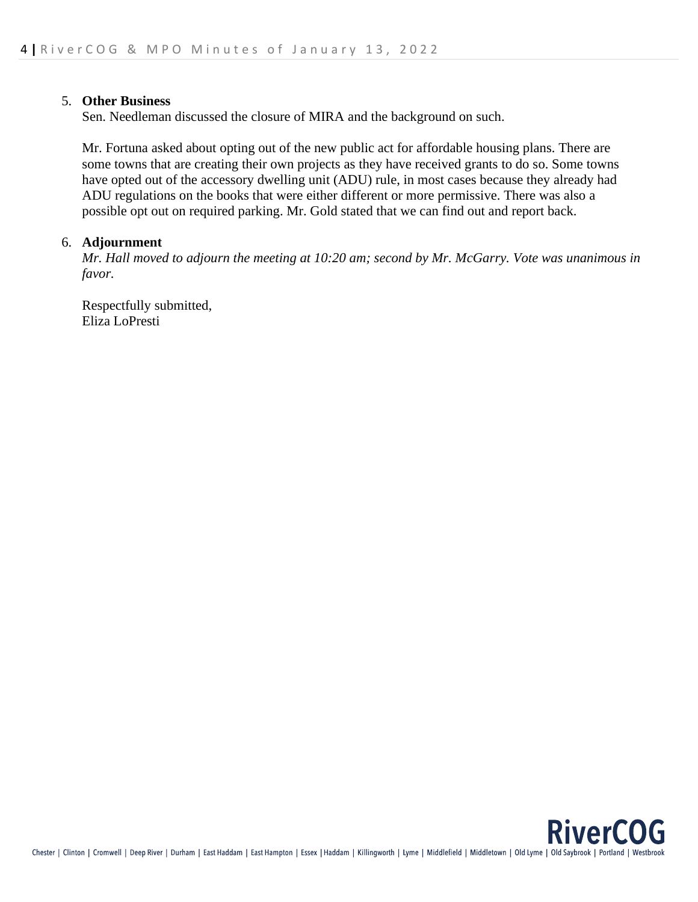5. **Other Business**

   Sen. Needleman discussed the closure of MIRA and the background on such.

   Mr. Fortuna asked about opting out of the new public act for affordable housing plans. There are some towns that are creating their own projects as they have received grants to do so. Some towns have opted out of the accessory dwelling unit (ADU) rule, in most cases because they already had ADU regulations on the books that were either different or more permissive. There was also a possible opt out on required parking. Mr. Gold stated that we can find out and report back.

6. **Adjournment**

   *Mr. Hall moved to adjourn the meeting at 10:20 am; second by Mr. McGarry. Vote was unanimous in favor.*

   Respectfully submitted,
   Eliza LoPresti